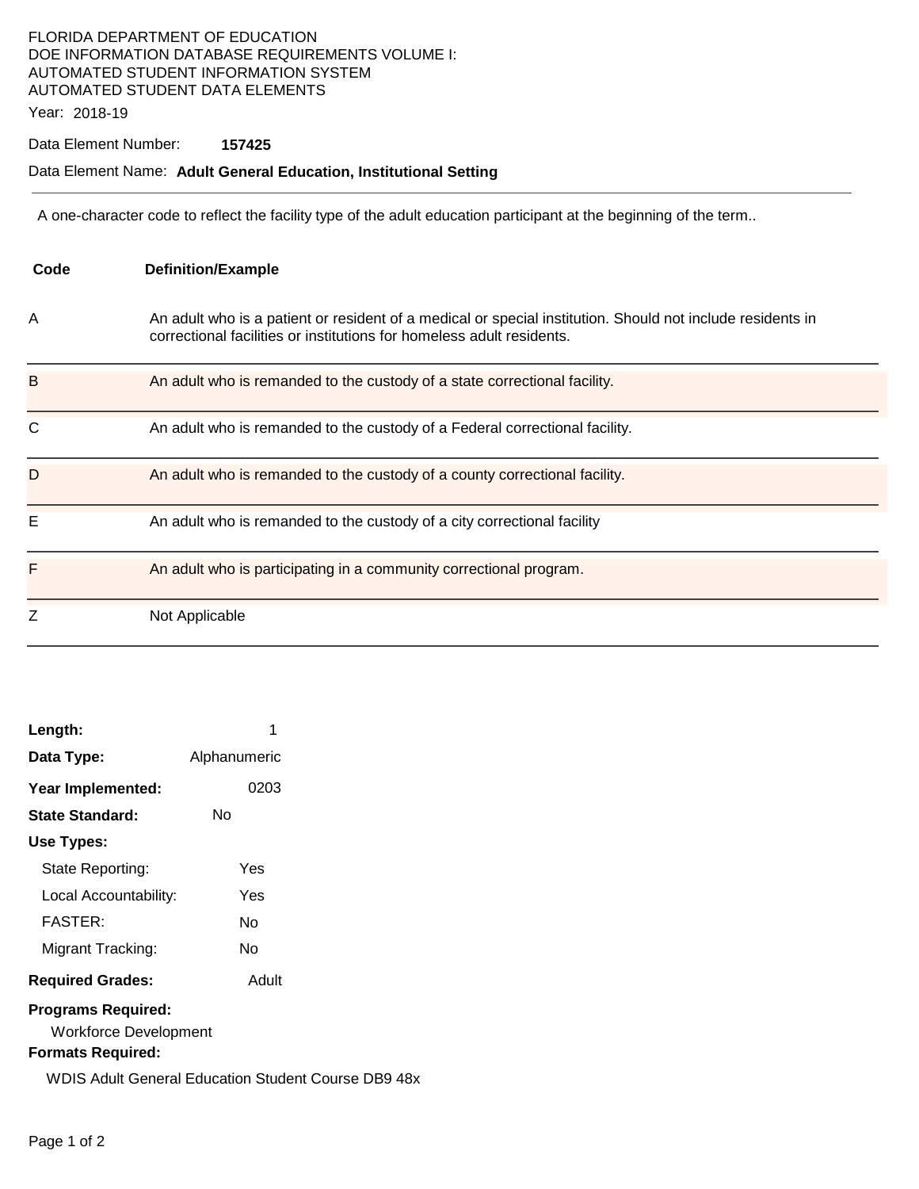FLORIDA DEPARTMENT OF EDUCATION
DOE INFORMATION DATABASE REQUIREMENTS VOLUME I:
AUTOMATED STUDENT INFORMATION SYSTEM
AUTOMATED STUDENT DATA ELEMENTS

Year: 2018-19

Data Element Number: **157425**

Data Element Name: **Adult General Education, Institutional Setting**

---

A one-character code to reflect the facility type of the adult education participant at the beginning of the term..

| Code | Definition/Example |
|---|---|
| A | An adult who is a patient or resident of a medical or special institution. Should not include residents in correctional facilities or institutions for homeless adult residents. |
| B | An adult who is remanded to the custody of a state correctional facility. |
| C | An adult who is remanded to the custody of a Federal correctional facility. |
| D | An adult who is remanded to the custody of a county correctional facility. |
| E | An adult who is remanded to the custody of a city correctional facility |
| F | An adult who is participating in a community correctional program. |
| Z | Not Applicable |

**Length:** 1

**Data Type:** Alphanumeric

**Year Implemented:** 0203

**State Standard:** No

**Use Types:**

- State Reporting: Yes
- Local Accountability: Yes
- FASTER: No
- Migrant Tracking: No

**Required Grades:** Adult

**Programs Required:**

Workforce Development

**Formats Required:**

WDIS Adult General Education Student Course DB9 48x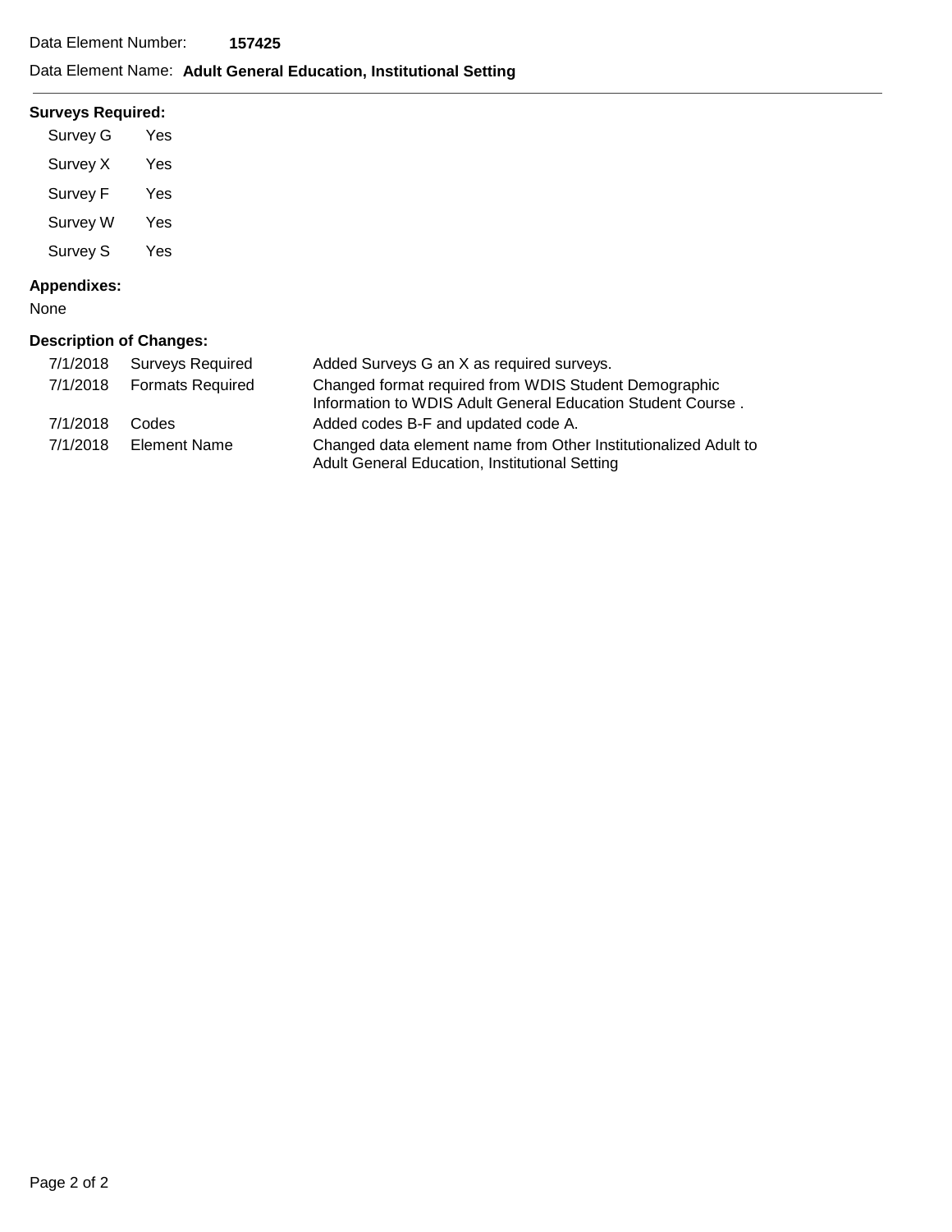Data Element Number: **157425**

Data Element Name: **Adult General Education, Institutional Setting**

---

**Surveys Required:**

| | |
|---|---|
| Survey G | Yes |
| Survey X | Yes |
| Survey F | Yes |
| Survey W | Yes |
| Survey S | Yes |

**Appendixes:**

None

**Description of Changes:**

| | | |
|---|---|---|
| 7/1/2018 | Surveys Required | Added Surveys G an X as required surveys. |
| 7/1/2018 | Formats Required | Changed format required from WDIS Student Demographic Information to WDIS Adult General Education Student Course . |
| 7/1/2018 | Codes | Added codes B-F and updated code A. |
| 7/1/2018 | Element Name | Changed data element name from Other Institutionalized Adult to Adult General Education, Institutional Setting |